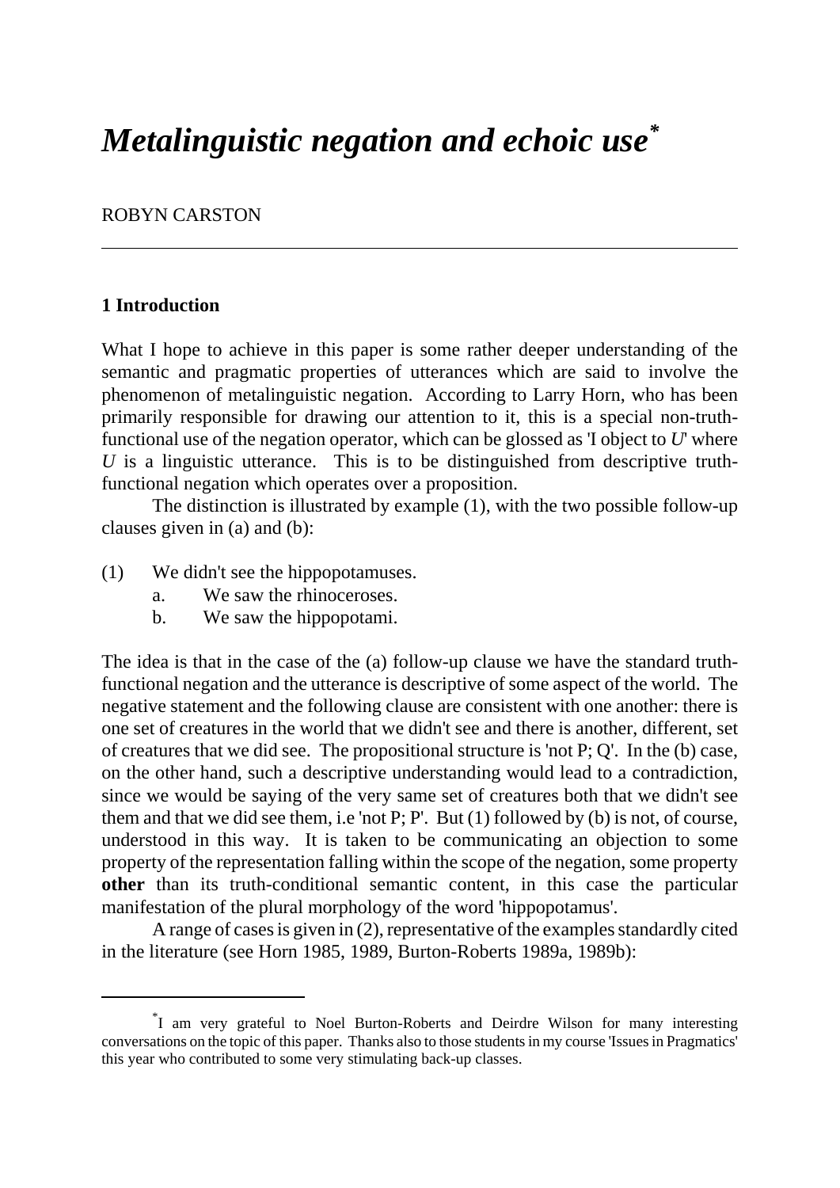# *Metalinguistic negation and echoic use*[*]

ROBYN CARSTON

---

## 1 Introduction

What I hope to achieve in this paper is some rather deeper understanding of the semantic and pragmatic properties of utterances which are said to involve the phenomenon of metalinguistic negation. According to Larry Horn, who has been primarily responsible for drawing our attention to it, this is a special non-truth-functional use of the negation operator, which can be glossed as 'I object to *U*' where *U* is a linguistic utterance. This is to be distinguished from descriptive truth-functional negation which operates over a proposition.

The distinction is illustrated by example (1), with the two possible follow-up clauses given in (a) and (b):

(1) We didn't see the hippopotamuses.
  a. We saw the rhinoceroses.
  b. We saw the hippopotami.

The idea is that in the case of the (a) follow-up clause we have the standard truth-functional negation and the utterance is descriptive of some aspect of the world. The negative statement and the following clause are consistent with one another: there is one set of creatures in the world that we didn't see and there is another, different, set of creatures that we did see. The propositional structure is 'not P; Q'. In the (b) case, on the other hand, such a descriptive understanding would lead to a contradiction, since we would be saying of the very same set of creatures both that we didn't see them and that we did see them, i.e 'not P; P'. But (1) followed by (b) is not, of course, understood in this way. It is taken to be communicating an objection to some property of the representation falling within the scope of the negation, some property **other** than its truth-conditional semantic content, in this case the particular manifestation of the plural morphology of the word 'hippopotamus'.

A range of cases is given in (2), representative of the examples standardly cited in the literature (see Horn 1985, 1989, Burton-Roberts 1989a, 1989b):

---

[*] I am very grateful to Noel Burton-Roberts and Deirdre Wilson for many interesting conversations on the topic of this paper. Thanks also to those students in my course 'Issues in Pragmatics' this year who contributed to some very stimulating back-up classes.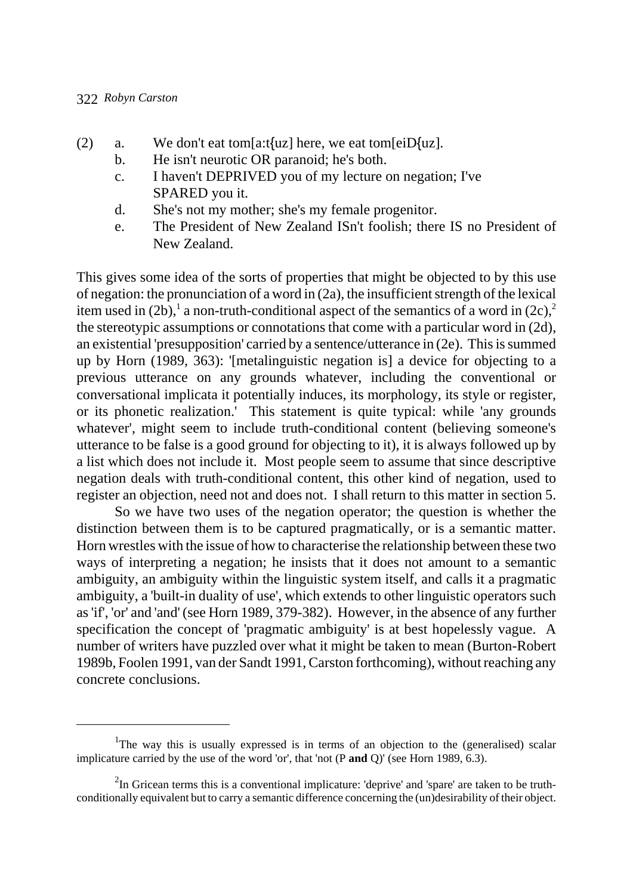(2) a. We don't eat tom[a:t{uz] here, we eat tom[eiD{uz].
    b. He isn't neurotic OR paranoid; he's both.
    c. I haven't DEPRIVED you of my lecture on negation; I've SPARED you it.
    d. She's not my mother; she's my female progenitor.
    e. The President of New Zealand ISn't foolish; there IS no President of New Zealand.

This gives some idea of the sorts of properties that might be objected to by this use of negation: the pronunciation of a word in (2a), the insufficient strength of the lexical item used in (2b),[1] a non-truth-conditional aspect of the semantics of a word in (2c),[2] the stereotypic assumptions or connotations that come with a particular word in (2d), an existential 'presupposition' carried by a sentence/utterance in (2e). This is summed up by Horn (1989, 363): '[metalinguistic negation is] a device for objecting to a previous utterance on any grounds whatever, including the conventional or conversational implicata it potentially induces, its morphology, its style or register, or its phonetic realization.' This statement is quite typical: while 'any grounds whatever', might seem to include truth-conditional content (believing someone's utterance to be false is a good ground for objecting to it), it is always followed up by a list which does not include it. Most people seem to assume that since descriptive negation deals with truth-conditional content, this other kind of negation, used to register an objection, need not and does not. I shall return to this matter in section 5.

So we have two uses of the negation operator; the question is whether the distinction between them is to be captured pragmatically, or is a semantic matter. Horn wrestles with the issue of how to characterise the relationship between these two ways of interpreting a negation; he insists that it does not amount to a semantic ambiguity, an ambiguity within the linguistic system itself, and calls it a pragmatic ambiguity, a 'built-in duality of use', which extends to other linguistic operators such as 'if', 'or' and 'and' (see Horn 1989, 379-382). However, in the absence of any further specification the concept of 'pragmatic ambiguity' is at best hopelessly vague. A number of writers have puzzled over what it might be taken to mean (Burton-Robert 1989b, Foolen 1991, van der Sandt 1991, Carston forthcoming), without reaching any concrete conclusions.

---

[1] The way this is usually expressed is in terms of an objection to the (generalised) scalar implicature carried by the use of the word 'or', that 'not (P **and** Q)' (see Horn 1989, 6.3).

[2] In Gricean terms this is a conventional implicature: 'deprive' and 'spare' are taken to be truth-conditionally equivalent but to carry a semantic difference concerning the (un)desirability of their object.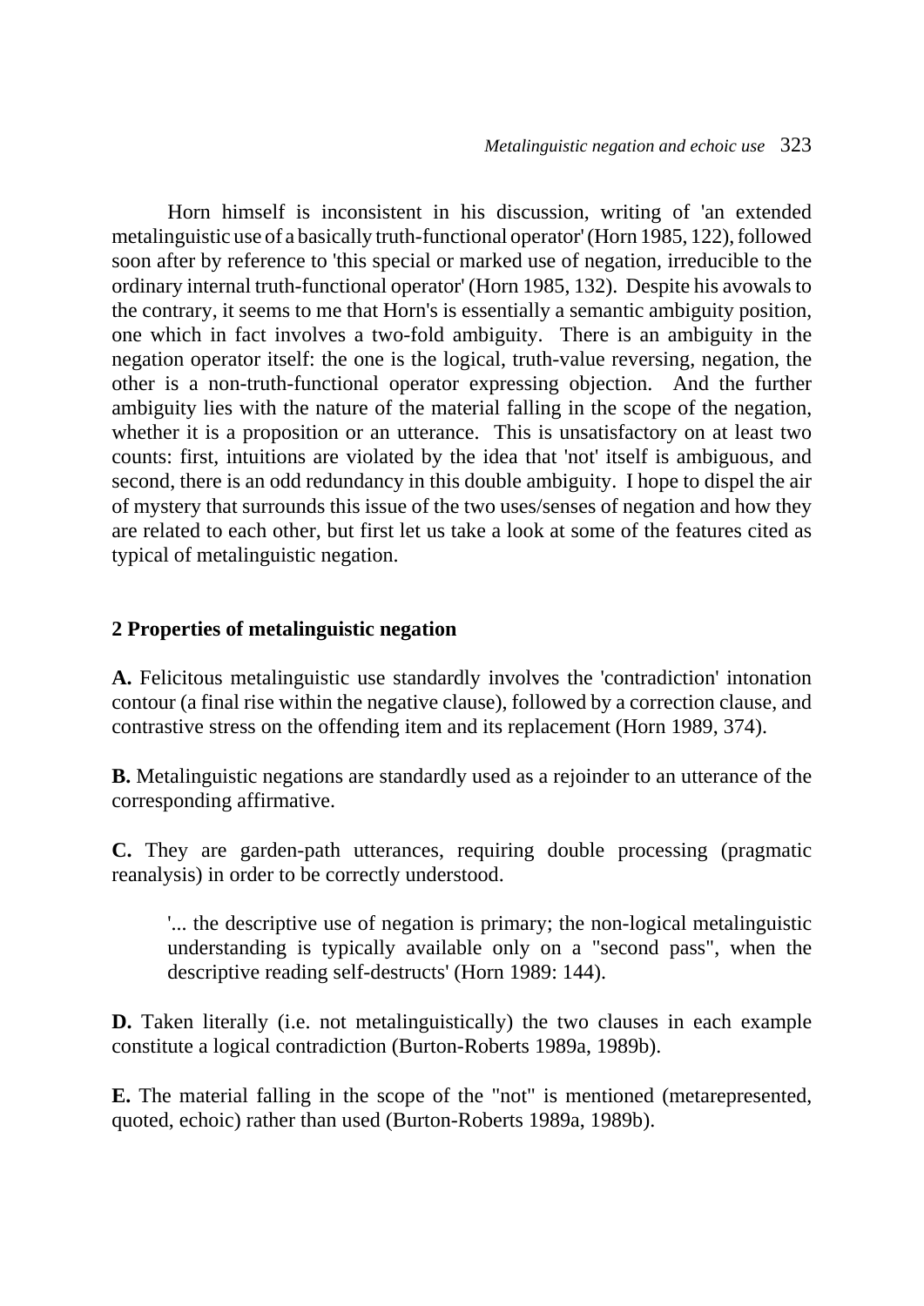Horn himself is inconsistent in his discussion, writing of 'an extended metalinguistic use of a basically truth-functional operator' (Horn 1985, 122), followed soon after by reference to 'this special or marked use of negation, irreducible to the ordinary internal truth-functional operator' (Horn 1985, 132). Despite his avowals to the contrary, it seems to me that Horn's is essentially a semantic ambiguity position, one which in fact involves a two-fold ambiguity. There is an ambiguity in the negation operator itself: the one is the logical, truth-value reversing, negation, the other is a non-truth-functional operator expressing objection. And the further ambiguity lies with the nature of the material falling in the scope of the negation, whether it is a proposition or an utterance. This is unsatisfactory on at least two counts: first, intuitions are violated by the idea that 'not' itself is ambiguous, and second, there is an odd redundancy in this double ambiguity. I hope to dispel the air of mystery that surrounds this issue of the two uses/senses of negation and how they are related to each other, but first let us take a look at some of the features cited as typical of metalinguistic negation.

## 2 Properties of metalinguistic negation

**A.** Felicitous metalinguistic use standardly involves the 'contradiction' intonation contour (a final rise within the negative clause), followed by a correction clause, and contrastive stress on the offending item and its replacement (Horn 1989, 374).

**B.** Metalinguistic negations are standardly used as a rejoinder to an utterance of the corresponding affirmative.

**C.** They are garden-path utterances, requiring double processing (pragmatic reanalysis) in order to be correctly understood.

> '... the descriptive use of negation is primary; the non-logical metalinguistic understanding is typically available only on a "second pass", when the descriptive reading self-destructs' (Horn 1989: 144).

**D.** Taken literally (i.e. not metalinguistically) the two clauses in each example constitute a logical contradiction (Burton-Roberts 1989a, 1989b).

**E.** The material falling in the scope of the "not" is mentioned (metarepresented, quoted, echoic) rather than used (Burton-Roberts 1989a, 1989b).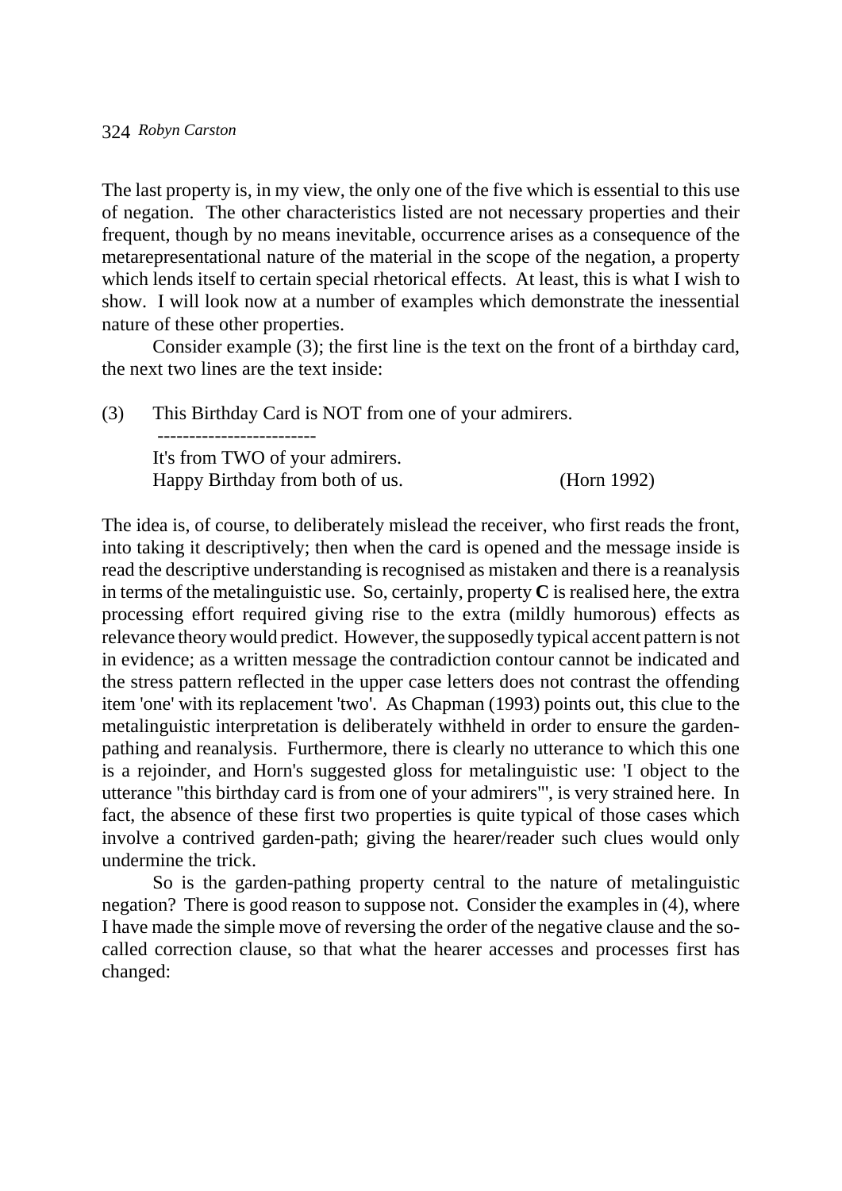The last property is, in my view, the only one of the five which is essential to this use of negation. The other characteristics listed are not necessary properties and their frequent, though by no means inevitable, occurrence arises as a consequence of the metarepresentational nature of the material in the scope of the negation, a property which lends itself to certain special rhetorical effects. At least, this is what I wish to show. I will look now at a number of examples which demonstrate the inessential nature of these other properties.

Consider example (3); the first line is the text on the front of a birthday card, the next two lines are the text inside:

(3) This Birthday Card is NOT from one of your admirers.
    -------------------------
    It's from TWO of your admirers.
    Happy Birthday from both of us. (Horn 1992)

The idea is, of course, to deliberately mislead the receiver, who first reads the front, into taking it descriptively; then when the card is opened and the message inside is read the descriptive understanding is recognised as mistaken and there is a reanalysis in terms of the metalinguistic use. So, certainly, property **C** is realised here, the extra processing effort required giving rise to the extra (mildly humorous) effects as relevance theory would predict. However, the supposedly typical accent pattern is not in evidence; as a written message the contradiction contour cannot be indicated and the stress pattern reflected in the upper case letters does not contrast the offending item 'one' with its replacement 'two'. As Chapman (1993) points out, this clue to the metalinguistic interpretation is deliberately withheld in order to ensure the garden-pathing and reanalysis. Furthermore, there is clearly no utterance to which this one is a rejoinder, and Horn's suggested gloss for metalinguistic use: 'I object to the utterance "this birthday card is from one of your admirers"', is very strained here. In fact, the absence of these first two properties is quite typical of those cases which involve a contrived garden-path; giving the hearer/reader such clues would only undermine the trick.

So is the garden-pathing property central to the nature of metalinguistic negation? There is good reason to suppose not. Consider the examples in (4), where I have made the simple move of reversing the order of the negative clause and the so-called correction clause, so that what the hearer accesses and processes first has changed: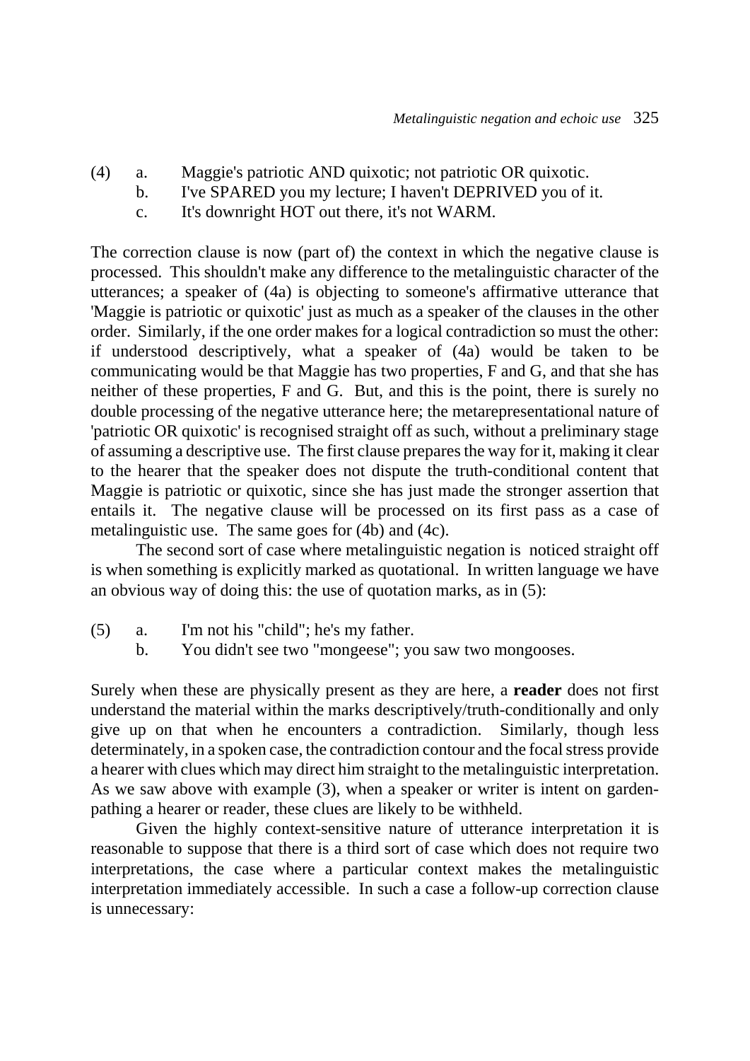(4) a. Maggie's patriotic AND quixotic; not patriotic OR quixotic.
    b. I've SPARED you my lecture; I haven't DEPRIVED you of it.
    c. It's downright HOT out there, it's not WARM.

The correction clause is now (part of) the context in which the negative clause is processed. This shouldn't make any difference to the metalinguistic character of the utterances; a speaker of (4a) is objecting to someone's affirmative utterance that 'Maggie is patriotic or quixotic' just as much as a speaker of the clauses in the other order. Similarly, if the one order makes for a logical contradiction so must the other: if understood descriptively, what a speaker of (4a) would be taken to be communicating would be that Maggie has two properties, F and G, and that she has neither of these properties, F and G. But, and this is the point, there is surely no double processing of the negative utterance here; the metarepresentational nature of 'patriotic OR quixotic' is recognised straight off as such, without a preliminary stage of assuming a descriptive use. The first clause prepares the way for it, making it clear to the hearer that the speaker does not dispute the truth-conditional content that Maggie is patriotic or quixotic, since she has just made the stronger assertion that entails it. The negative clause will be processed on its first pass as a case of metalinguistic use. The same goes for (4b) and (4c).

The second sort of case where metalinguistic negation is noticed straight off is when something is explicitly marked as quotational. In written language we have an obvious way of doing this: the use of quotation marks, as in (5):

(5) a. I'm not his "child"; he's my father.
    b. You didn't see two "mongeese"; you saw two mongooses.

Surely when these are physically present as they are here, a **reader** does not first understand the material within the marks descriptively/truth-conditionally and only give up on that when he encounters a contradiction. Similarly, though less determinately, in a spoken case, the contradiction contour and the focal stress provide a hearer with clues which may direct him straight to the metalinguistic interpretation. As we saw above with example (3), when a speaker or writer is intent on garden-pathing a hearer or reader, these clues are likely to be withheld.

Given the highly context-sensitive nature of utterance interpretation it is reasonable to suppose that there is a third sort of case which does not require two interpretations, the case where a particular context makes the metalinguistic interpretation immediately accessible. In such a case a follow-up correction clause is unnecessary: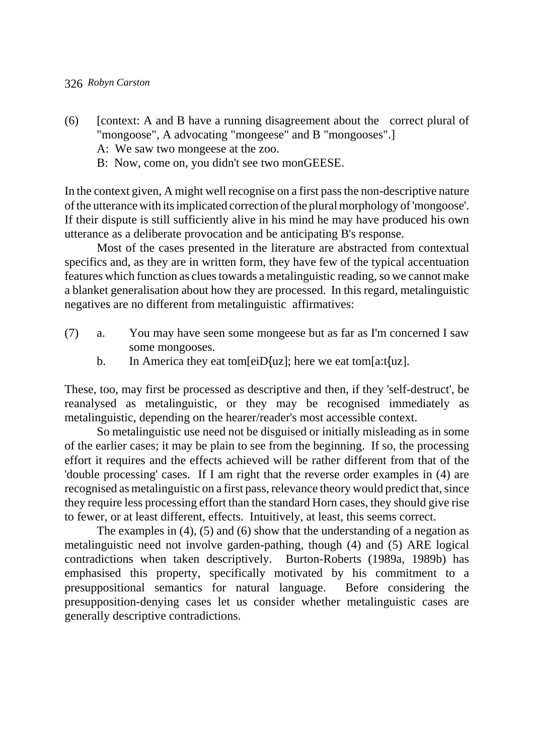(6) [context: A and B have a running disagreement about the correct plural of "mongoose", A advocating "mongeese" and B "mongooses".]
    A: We saw two mongeese at the zoo.
    B: Now, come on, you didn't see two monGEESE.

In the context given, A might well recognise on a first pass the non-descriptive nature of the utterance with its implicated correction of the plural morphology of 'mongoose'. If their dispute is still sufficiently alive in his mind he may have produced his own utterance as a deliberate provocation and be anticipating B's response.

Most of the cases presented in the literature are abstracted from contextual specifics and, as they are in written form, they have few of the typical accentuation features which function as clues towards a metalinguistic reading, so we cannot make a blanket generalisation about how they are processed. In this regard, metalinguistic negatives are no different from metalinguistic affirmatives:

(7) a. You may have seen some mongeese but as far as I'm concerned I saw some mongooses.
    b. In America they eat tom[eiD{uz]; here we eat tom[a:t{uz].

These, too, may first be processed as descriptive and then, if they 'self-destruct', be reanalysed as metalinguistic, or they may be recognised immediately as metalinguistic, depending on the hearer/reader's most accessible context.

So metalinguistic use need not be disguised or initially misleading as in some of the earlier cases; it may be plain to see from the beginning. If so, the processing effort it requires and the effects achieved will be rather different from that of the 'double processing' cases. If I am right that the reverse order examples in (4) are recognised as metalinguistic on a first pass, relevance theory would predict that, since they require less processing effort than the standard Horn cases, they should give rise to fewer, or at least different, effects. Intuitively, at least, this seems correct.

The examples in (4), (5) and (6) show that the understanding of a negation as metalinguistic need not involve garden-pathing, though (4) and (5) ARE logical contradictions when taken descriptively. Burton-Roberts (1989a, 1989b) has emphasised this property, specifically motivated by his commitment to a presuppositional semantics for natural language. Before considering the presupposition-denying cases let us consider whether metalinguistic cases are generally descriptive contradictions.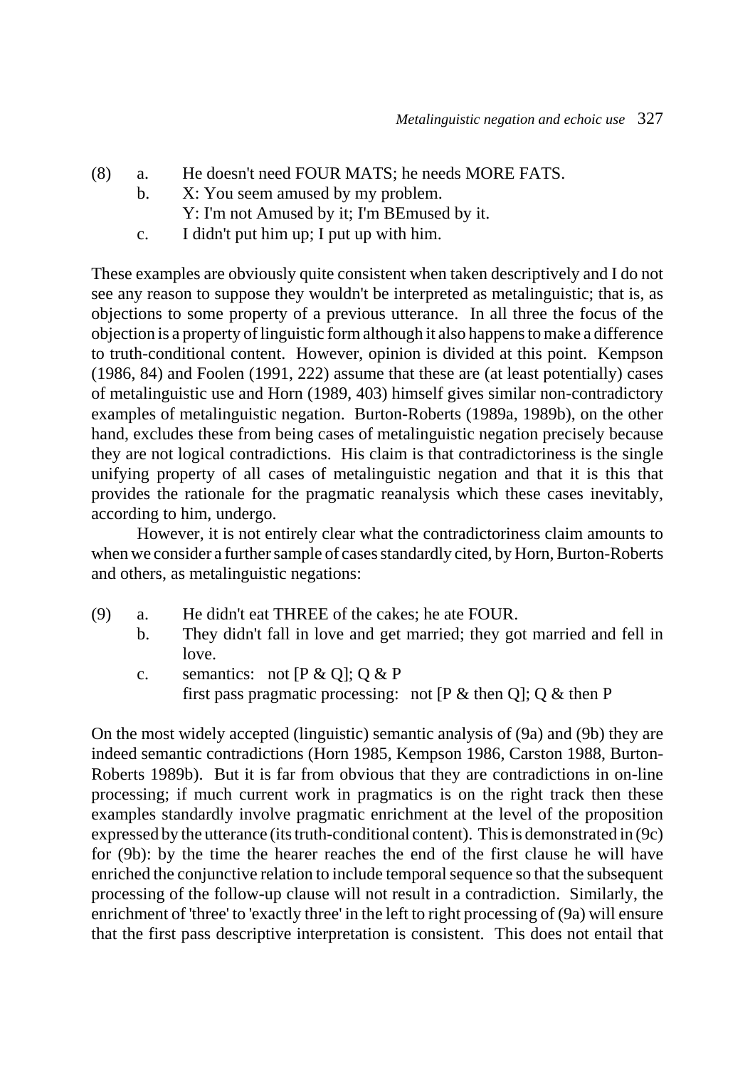(8) a. He doesn't need FOUR MATS; he needs MORE FATS.
  b. X: You seem amused by my problem.
   Y: I'm not Amused by it; I'm BEmused by it.
  c. I didn't put him up; I put up with him.

These examples are obviously quite consistent when taken descriptively and I do not see any reason to suppose they wouldn't be interpreted as metalinguistic; that is, as objections to some property of a previous utterance. In all three the focus of the objection is a property of linguistic form although it also happens to make a difference to truth-conditional content. However, opinion is divided at this point. Kempson (1986, 84) and Foolen (1991, 222) assume that these are (at least potentially) cases of metalinguistic use and Horn (1989, 403) himself gives similar non-contradictory examples of metalinguistic negation. Burton-Roberts (1989a, 1989b), on the other hand, excludes these from being cases of metalinguistic negation precisely because they are not logical contradictions. His claim is that contradictoriness is the single unifying property of all cases of metalinguistic negation and that it is this that provides the rationale for the pragmatic reanalysis which these cases inevitably, according to him, undergo.

However, it is not entirely clear what the contradictoriness claim amounts to when we consider a further sample of cases standardly cited, by Horn, Burton-Roberts and others, as metalinguistic negations:

(9) a. He didn't eat THREE of the cakes; he ate FOUR.
  b. They didn't fall in love and get married; they got married and fell in love.
  c. semantics: not [P & Q]; Q & P
   first pass pragmatic processing: not [P & then Q]; Q & then P

On the most widely accepted (linguistic) semantic analysis of (9a) and (9b) they are indeed semantic contradictions (Horn 1985, Kempson 1986, Carston 1988, Burton-Roberts 1989b). But it is far from obvious that they are contradictions in on-line processing; if much current work in pragmatics is on the right track then these examples standardly involve pragmatic enrichment at the level of the proposition expressed by the utterance (its truth-conditional content). This is demonstrated in (9c) for (9b): by the time the hearer reaches the end of the first clause he will have enriched the conjunctive relation to include temporal sequence so that the subsequent processing of the follow-up clause will not result in a contradiction. Similarly, the enrichment of 'three' to 'exactly three' in the left to right processing of (9a) will ensure that the first pass descriptive interpretation is consistent. This does not entail that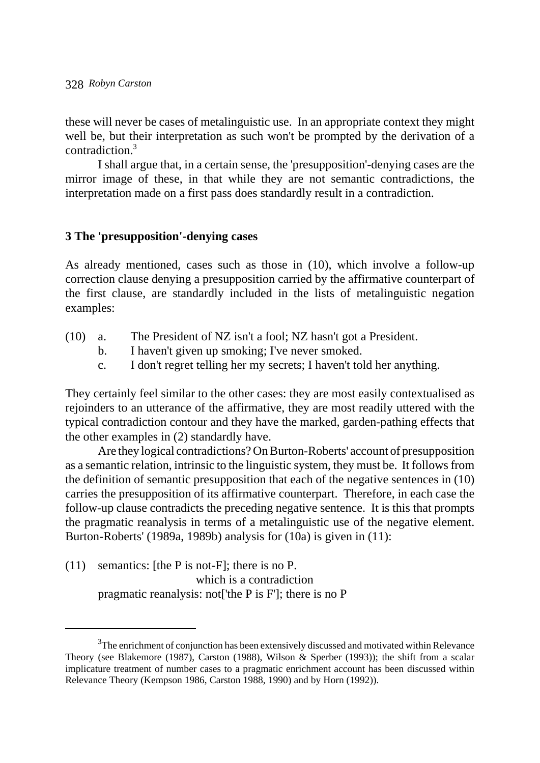these will never be cases of metalinguistic use. In an appropriate context they might well be, but their interpretation as such won't be prompted by the derivation of a contradiction.[3]

I shall argue that, in a certain sense, the 'presupposition'-denying cases are the mirror image of these, in that while they are not semantic contradictions, the interpretation made on a first pass does standardly result in a contradiction.

## 3 The 'presupposition'-denying cases

As already mentioned, cases such as those in (10), which involve a follow-up correction clause denying a presupposition carried by the affirmative counterpart of the first clause, are standardly included in the lists of metalinguistic negation examples:

(10) a. The President of NZ isn't a fool; NZ hasn't got a President.
     b. I haven't given up smoking; I've never smoked.
     c. I don't regret telling her my secrets; I haven't told her anything.

They certainly feel similar to the other cases: they are most easily contextualised as rejoinders to an utterance of the affirmative, they are most readily uttered with the typical contradiction contour and they have the marked, garden-pathing effects that the other examples in (2) standardly have.

Are they logical contradictions? On Burton-Roberts' account of presupposition as a semantic relation, intrinsic to the linguistic system, they must be. It follows from the definition of semantic presupposition that each of the negative sentences in (10) carries the presupposition of its affirmative counterpart. Therefore, in each case the follow-up clause contradicts the preceding negative sentence. It is this that prompts the pragmatic reanalysis in terms of a metalinguistic use of the negative element. Burton-Roberts' (1989a, 1989b) analysis for (10a) is given in (11):

(11) semantics: [the P is not-F]; there is no P.
     which is a contradiction
     pragmatic reanalysis: not['the P is F']; there is no P

---

[3]The enrichment of conjunction has been extensively discussed and motivated within Relevance Theory (see Blakemore (1987), Carston (1988), Wilson & Sperber (1993)); the shift from a scalar implicature treatment of number cases to a pragmatic enrichment account has been discussed within Relevance Theory (Kempson 1986, Carston 1988, 1990) and by Horn (1992)).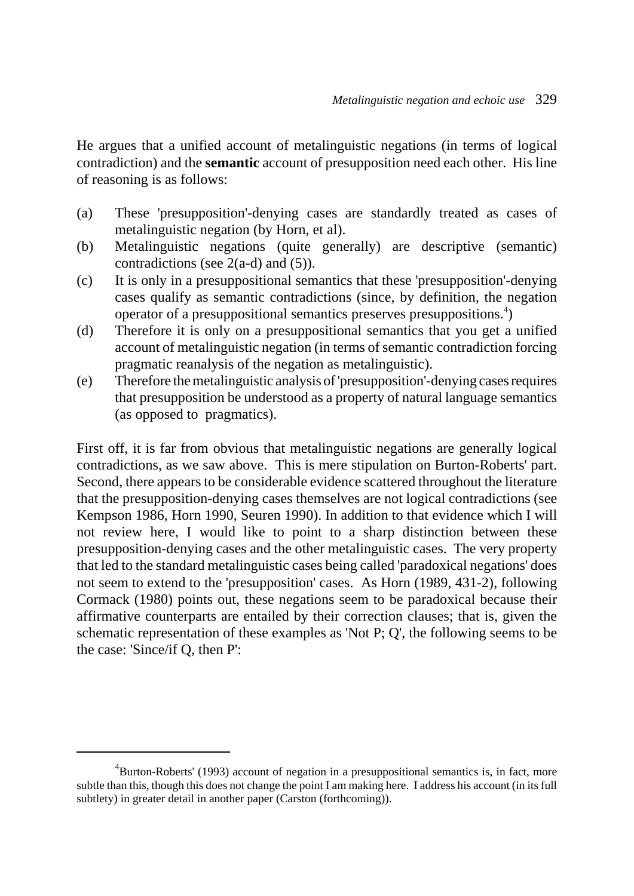He argues that a unified account of metalinguistic negations (in terms of logical contradiction) and the **semantic** account of presupposition need each other. His line of reasoning is as follows:

(a) These 'presupposition'-denying cases are standardly treated as cases of metalinguistic negation (by Horn, et al).

(b) Metalinguistic negations (quite generally) are descriptive (semantic) contradictions (see 2(a-d) and (5)).

(c) It is only in a presuppositional semantics that these 'presupposition'-denying cases qualify as semantic contradictions (since, by definition, the negation operator of a presuppositional semantics preserves presuppositions.[4])

(d) Therefore it is only on a presuppositional semantics that you get a unified account of metalinguistic negation (in terms of semantic contradiction forcing pragmatic reanalysis of the negation as metalinguistic).

(e) Therefore the metalinguistic analysis of 'presupposition'-denying cases requires that presupposition be understood as a property of natural language semantics (as opposed to pragmatics).

First off, it is far from obvious that metalinguistic negations are generally logical contradictions, as we saw above. This is mere stipulation on Burton-Roberts' part. Second, there appears to be considerable evidence scattered throughout the literature that the presupposition-denying cases themselves are not logical contradictions (see Kempson 1986, Horn 1990, Seuren 1990). In addition to that evidence which I will not review here, I would like to point to a sharp distinction between these presupposition-denying cases and the other metalinguistic cases. The very property that led to the standard metalinguistic cases being called 'paradoxical negations' does not seem to extend to the 'presupposition' cases. As Horn (1989, 431-2), following Cormack (1980) points out, these negations seem to be paradoxical because their affirmative counterparts are entailed by their correction clauses; that is, given the schematic representation of these examples as 'Not P; Q', the following seems to be the case: 'Since/if Q, then P':

---

[4] Burton-Roberts' (1993) account of negation in a presuppositional semantics is, in fact, more subtle than this, though this does not change the point I am making here. I address his account (in its full subtlety) in greater detail in another paper (Carston (forthcoming)).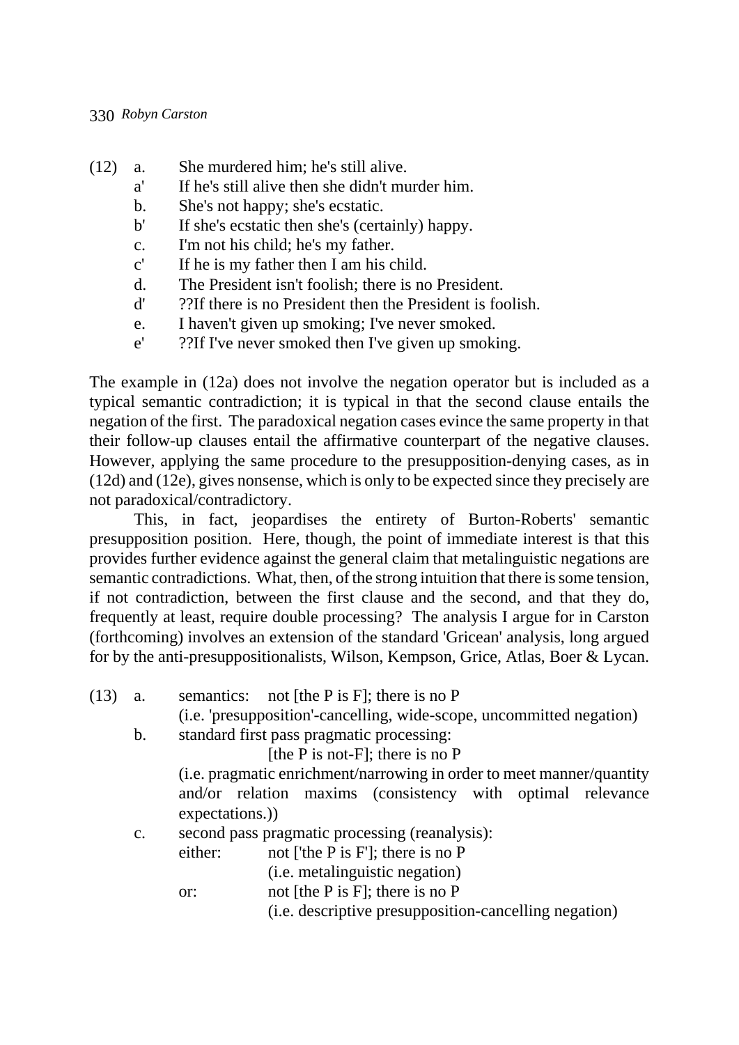(12) a. She murdered him; he's still alive.
  a' If he's still alive then she didn't murder him.
  b. She's not happy; she's ecstatic.
  b' If she's ecstatic then she's (certainly) happy.
  c. I'm not his child; he's my father.
  c' If he is my father then I am his child.
  d. The President isn't foolish; there is no President.
  d' ??If there is no President then the President is foolish.
  e. I haven't given up smoking; I've never smoked.
  e' ??If I've never smoked then I've given up smoking.

The example in (12a) does not involve the negation operator but is included as a typical semantic contradiction; it is typical in that the second clause entails the negation of the first. The paradoxical negation cases evince the same property in that their follow-up clauses entail the affirmative counterpart of the negative clauses. However, applying the same procedure to the presupposition-denying cases, as in (12d) and (12e), gives nonsense, which is only to be expected since they precisely are not paradoxical/contradictory.

This, in fact, jeopardises the entirety of Burton-Roberts' semantic presupposition position. Here, though, the point of immediate interest is that this provides further evidence against the general claim that metalinguistic negations are semantic contradictions. What, then, of the strong intuition that there is some tension, if not contradiction, between the first clause and the second, and that they do, frequently at least, require double processing? The analysis I argue for in Carston (forthcoming) involves an extension of the standard 'Gricean' analysis, long argued for by the anti-presuppositionalists, Wilson, Kempson, Grice, Atlas, Boer & Lycan.

(13) a. semantics: not [the P is F]; there is no P
  (i.e. 'presupposition'-cancelling, wide-scope, uncommitted negation)
  b. standard first pass pragmatic processing:
    [the P is not-F]; there is no P
  (i.e. pragmatic enrichment/narrowing in order to meet manner/quantity and/or relation maxims (consistency with optimal relevance expectations.))
  c. second pass pragmatic processing (reanalysis):
  either: not ['the P is F']; there is no P
    (i.e. metalinguistic negation)
  or: not [the P is F]; there is no P
    (i.e. descriptive presupposition-cancelling negation)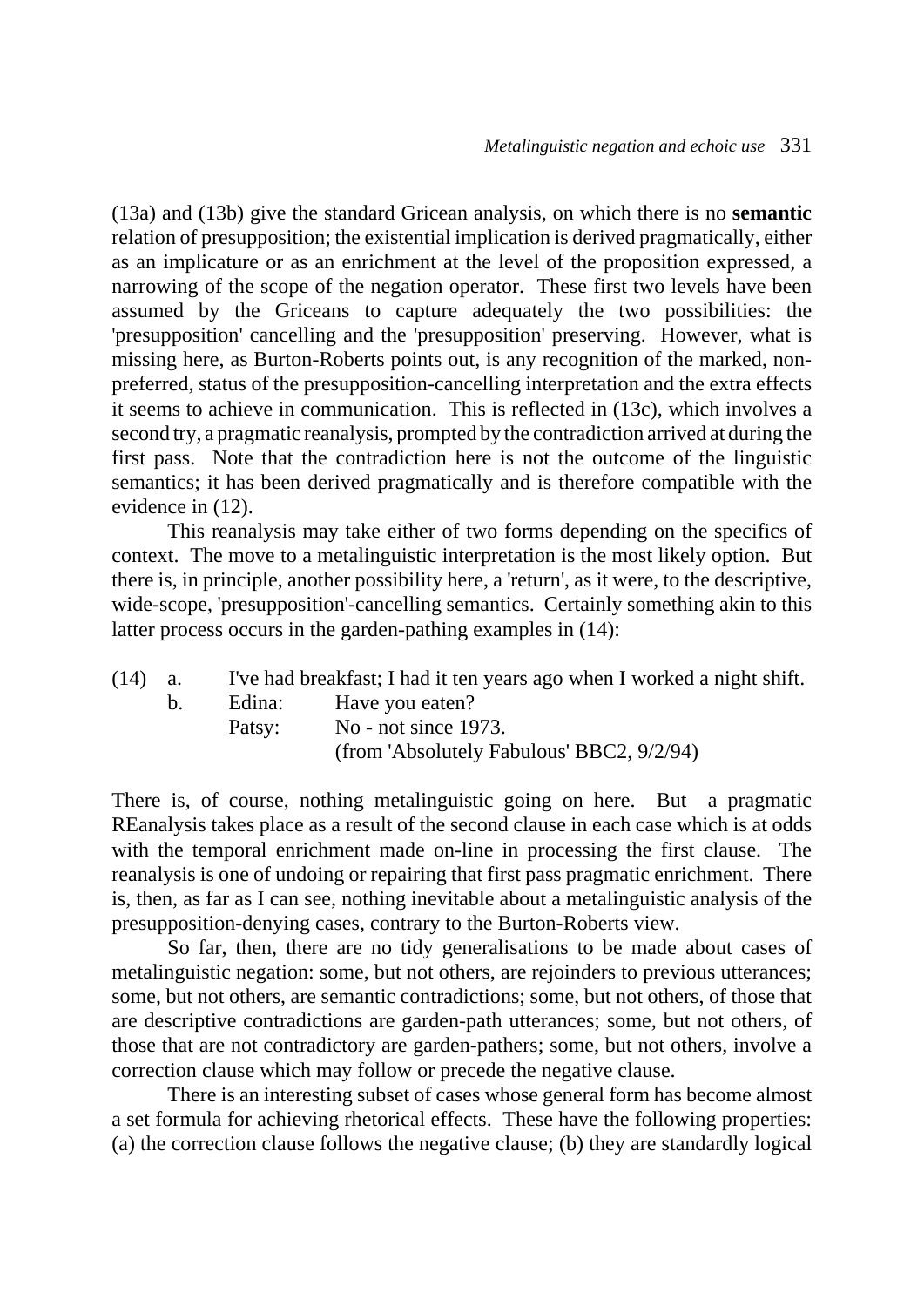(13a) and (13b) give the standard Gricean analysis, on which there is no **semantic** relation of presupposition; the existential implication is derived pragmatically, either as an implicature or as an enrichment at the level of the proposition expressed, a narrowing of the scope of the negation operator. These first two levels have been assumed by the Griceans to capture adequately the two possibilities: the 'presupposition' cancelling and the 'presupposition' preserving. However, what is missing here, as Burton-Roberts points out, is any recognition of the marked, non-preferred, status of the presupposition-cancelling interpretation and the extra effects it seems to achieve in communication. This is reflected in (13c), which involves a second try, a pragmatic reanalysis, prompted by the contradiction arrived at during the first pass. Note that the contradiction here is not the outcome of the linguistic semantics; it has been derived pragmatically and is therefore compatible with the evidence in (12).

This reanalysis may take either of two forms depending on the specifics of context. The move to a metalinguistic interpretation is the most likely option. But there is, in principle, another possibility here, a 'return', as it were, to the descriptive, wide-scope, 'presupposition'-cancelling semantics. Certainly something akin to this latter process occurs in the garden-pathing examples in (14):

(14) a. I've had breakfast; I had it ten years ago when I worked a night shift.

b. Edina: Have you eaten?
   Patsy: No - not since 1973.
   (from 'Absolutely Fabulous' BBC2, 9/2/94)

There is, of course, nothing metalinguistic going on here. But a pragmatic REanalysis takes place as a result of the second clause in each case which is at odds with the temporal enrichment made on-line in processing the first clause. The reanalysis is one of undoing or repairing that first pass pragmatic enrichment. There is, then, as far as I can see, nothing inevitable about a metalinguistic analysis of the presupposition-denying cases, contrary to the Burton-Roberts view.

So far, then, there are no tidy generalisations to be made about cases of metalinguistic negation: some, but not others, are rejoinders to previous utterances; some, but not others, are semantic contradictions; some, but not others, of those that are descriptive contradictions are garden-path utterances; some, but not others, of those that are not contradictory are garden-pathers; some, but not others, involve a correction clause which may follow or precede the negative clause.

There is an interesting subset of cases whose general form has become almost a set formula for achieving rhetorical effects. These have the following properties: (a) the correction clause follows the negative clause; (b) they are standardly logical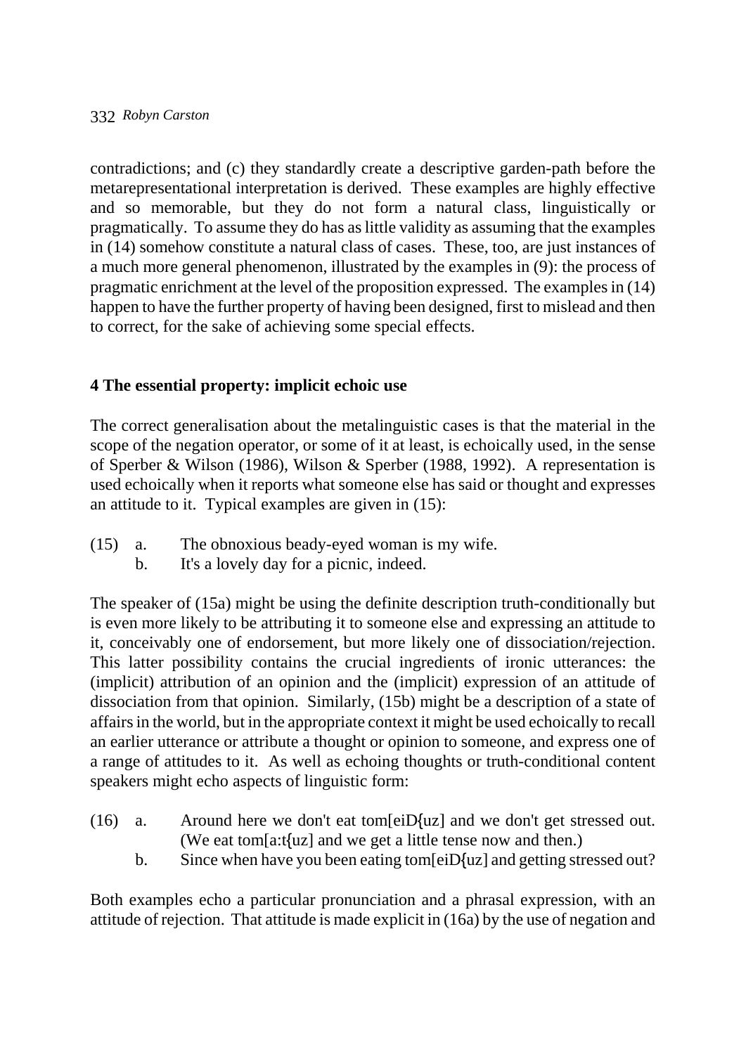contradictions; and (c) they standardly create a descriptive garden-path before the metarepresentational interpretation is derived. These examples are highly effective and so memorable, but they do not form a natural class, linguistically or pragmatically. To assume they do has as little validity as assuming that the examples in (14) somehow constitute a natural class of cases. These, too, are just instances of a much more general phenomenon, illustrated by the examples in (9): the process of pragmatic enrichment at the level of the proposition expressed. The examples in (14) happen to have the further property of having been designed, first to mislead and then to correct, for the sake of achieving some special effects.

## 4 The essential property: implicit echoic use

The correct generalisation about the metalinguistic cases is that the material in the scope of the negation operator, or some of it at least, is echoically used, in the sense of Sperber & Wilson (1986), Wilson & Sperber (1988, 1992). A representation is used echoically when it reports what someone else has said or thought and expresses an attitude to it. Typical examples are given in (15):

(15) a. The obnoxious beady-eyed woman is my wife.
b. It's a lovely day for a picnic, indeed.

The speaker of (15a) might be using the definite description truth-conditionally but is even more likely to be attributing it to someone else and expressing an attitude to it, conceivably one of endorsement, but more likely one of dissociation/rejection. This latter possibility contains the crucial ingredients of ironic utterances: the (implicit) attribution of an opinion and the (implicit) expression of an attitude of dissociation from that opinion. Similarly, (15b) might be a description of a state of affairs in the world, but in the appropriate context it might be used echoically to recall an earlier utterance or attribute a thought or opinion to someone, and express one of a range of attitudes to it. As well as echoing thoughts or truth-conditional content speakers might echo aspects of linguistic form:

(16) a. Around here we don't eat tom[eiD{uz] and we don't get stressed out. (We eat tom[a:t{uz] and we get a little tense now and then.)
b. Since when have you been eating tom[eiD{uz] and getting stressed out?

Both examples echo a particular pronunciation and a phrasal expression, with an attitude of rejection. That attitude is made explicit in (16a) by the use of negation and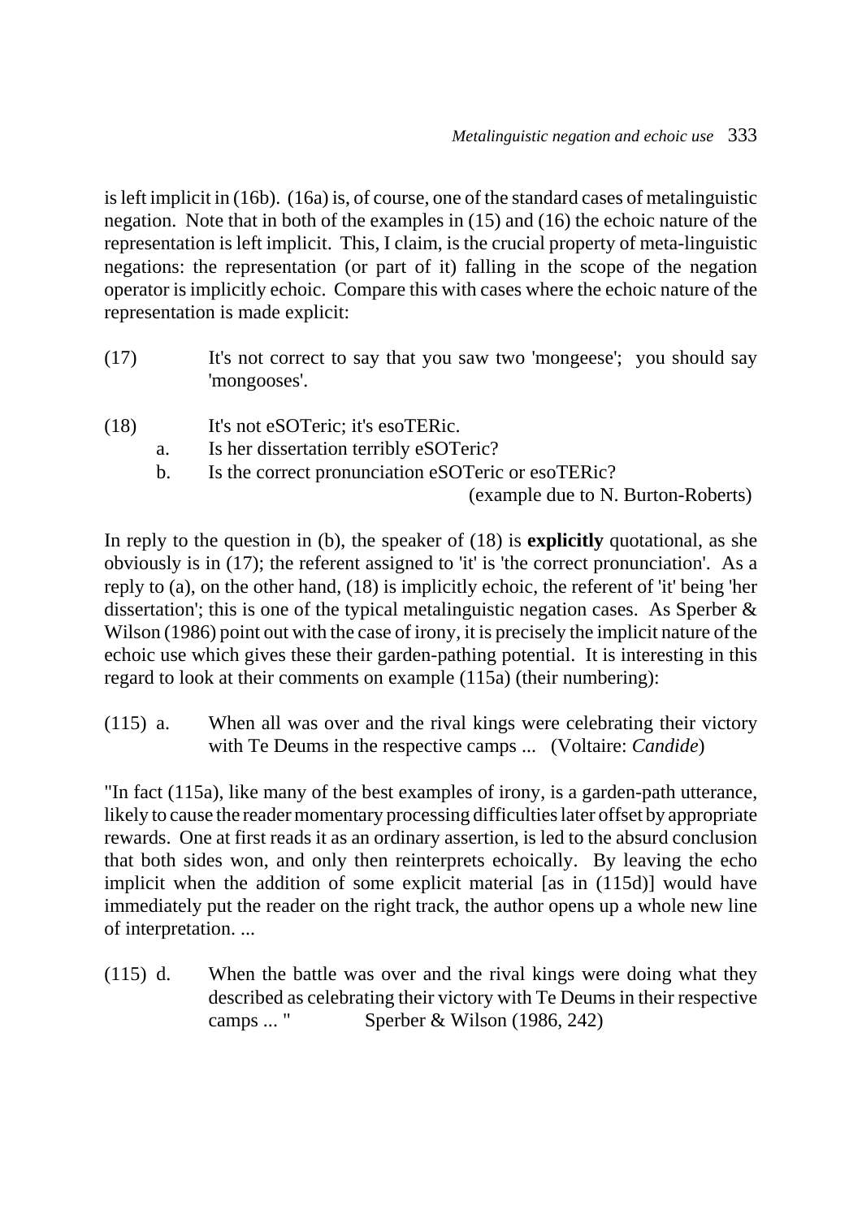is left implicit in (16b). (16a) is, of course, one of the standard cases of metalinguistic negation. Note that in both of the examples in (15) and (16) the echoic nature of the representation is left implicit. This, I claim, is the crucial property of meta-linguistic negations: the representation (or part of it) falling in the scope of the negation operator is implicitly echoic. Compare this with cases where the echoic nature of the representation is made explicit:

(17) It's not correct to say that you saw two 'mongeese'; you should say 'mongooses'.

(18) It's not eSOTeric; it's esoTERic.
  a. Is her dissertation terribly eSOTeric?
  b. Is the correct pronunciation eSOTeric or esoTERic?
(example due to N. Burton-Roberts)

In reply to the question in (b), the speaker of (18) is **explicitly** quotational, as she obviously is in (17); the referent assigned to 'it' is 'the correct pronunciation'. As a reply to (a), on the other hand, (18) is implicitly echoic, the referent of 'it' being 'her dissertation'; this is one of the typical metalinguistic negation cases. As Sperber & Wilson (1986) point out with the case of irony, it is precisely the implicit nature of the echoic use which gives these their garden-pathing potential. It is interesting in this regard to look at their comments on example (115a) (their numbering):

(115) a. When all was over and the rival kings were celebrating their victory with Te Deums in the respective camps ... (Voltaire: *Candide*)

"In fact (115a), like many of the best examples of irony, is a garden-path utterance, likely to cause the reader momentary processing difficulties later offset by appropriate rewards. One at first reads it as an ordinary assertion, is led to the absurd conclusion that both sides won, and only then reinterprets echoically. By leaving the echo implicit when the addition of some explicit material [as in (115d)] would have immediately put the reader on the right track, the author opens up a whole new line of interpretation. ...

(115) d. When the battle was over and the rival kings were doing what they described as celebrating their victory with Te Deums in their respective camps ... " Sperber & Wilson (1986, 242)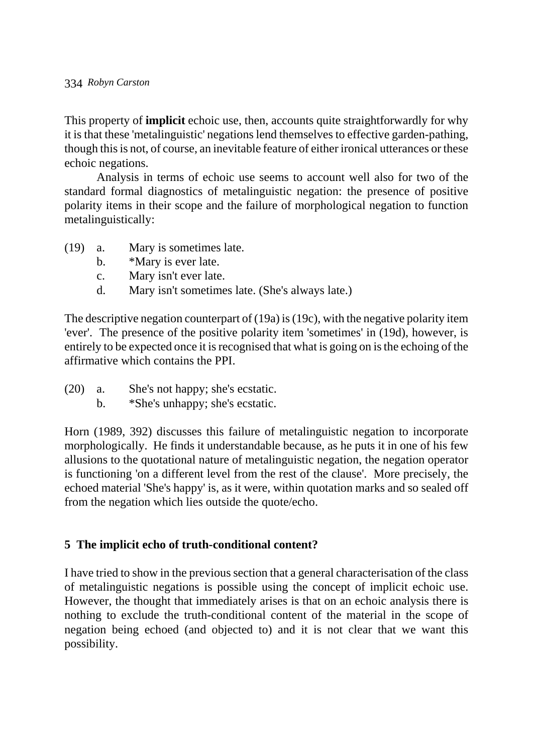This property of **implicit** echoic use, then, accounts quite straightforwardly for why it is that these 'metalinguistic' negations lend themselves to effective garden-pathing, though this is not, of course, an inevitable feature of either ironical utterances or these echoic negations.

Analysis in terms of echoic use seems to account well also for two of the standard formal diagnostics of metalinguistic negation: the presence of positive polarity items in their scope and the failure of morphological negation to function metalinguistically:

(19) a. Mary is sometimes late.
 b. *Mary is ever late.
 c. Mary isn't ever late.
 d. Mary isn't sometimes late. (She's always late.)

The descriptive negation counterpart of (19a) is (19c), with the negative polarity item 'ever'. The presence of the positive polarity item 'sometimes' in (19d), however, is entirely to be expected once it is recognised that what is going on is the echoing of the affirmative which contains the PPI.

(20) a. She's not happy; she's ecstatic.
 b. *She's unhappy; she's ecstatic.

Horn (1989, 392) discusses this failure of metalinguistic negation to incorporate morphologically. He finds it understandable because, as he puts it in one of his few allusions to the quotational nature of metalinguistic negation, the negation operator is functioning 'on a different level from the rest of the clause'. More precisely, the echoed material 'She's happy' is, as it were, within quotation marks and so sealed off from the negation which lies outside the quote/echo.

## 5 The implicit echo of truth-conditional content?

I have tried to show in the previous section that a general characterisation of the class of metalinguistic negations is possible using the concept of implicit echoic use. However, the thought that immediately arises is that on an echoic analysis there is nothing to exclude the truth-conditional content of the material in the scope of negation being echoed (and objected to) and it is not clear that we want this possibility.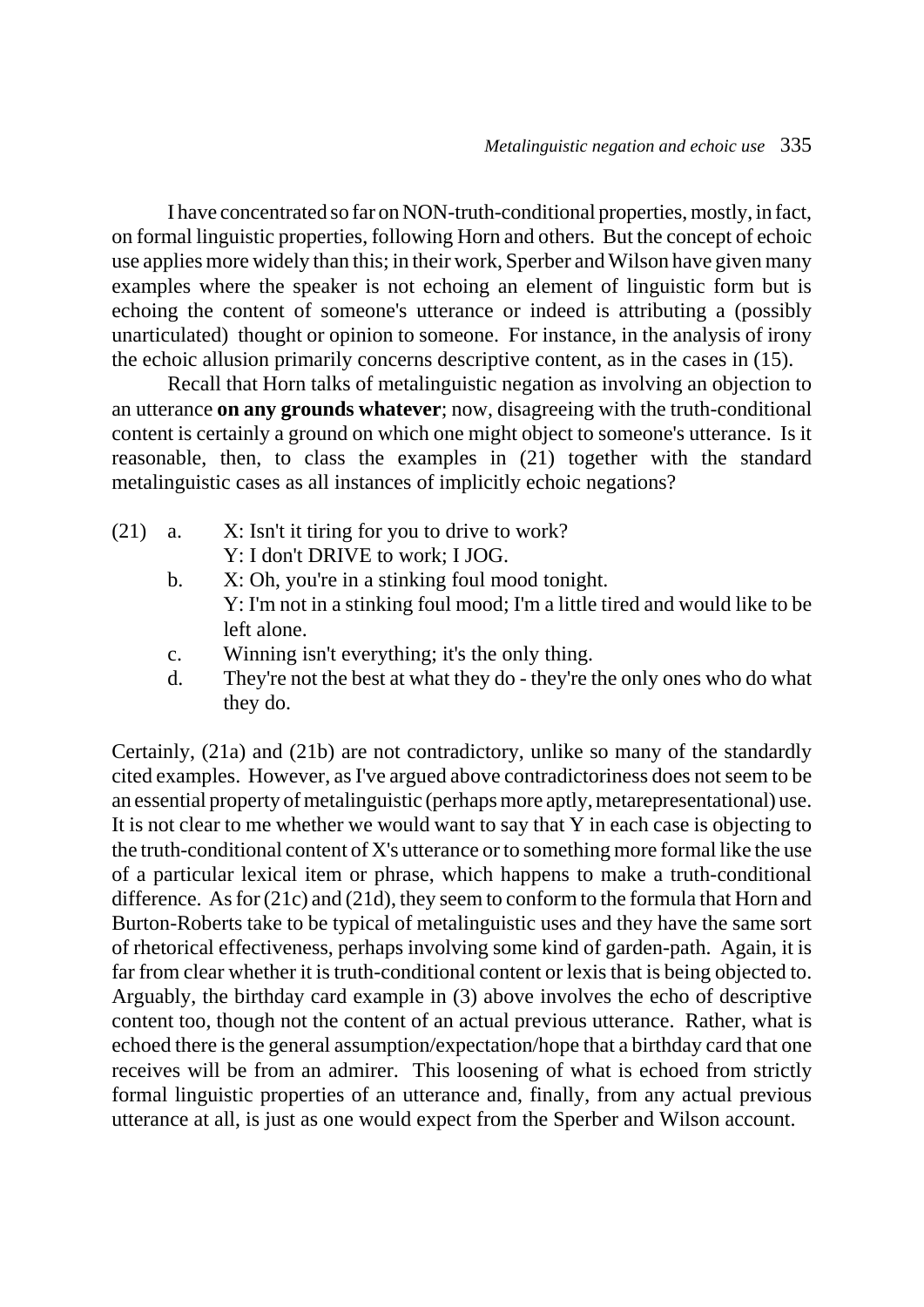I have concentrated so far on NON-truth-conditional properties, mostly, in fact, on formal linguistic properties, following Horn and others. But the concept of echoic use applies more widely than this; in their work, Sperber and Wilson have given many examples where the speaker is not echoing an element of linguistic form but is echoing the content of someone's utterance or indeed is attributing a (possibly unarticulated) thought or opinion to someone. For instance, in the analysis of irony the echoic allusion primarily concerns descriptive content, as in the cases in (15).

Recall that Horn talks of metalinguistic negation as involving an objection to an utterance **on any grounds whatever**; now, disagreeing with the truth-conditional content is certainly a ground on which one might object to someone's utterance. Is it reasonable, then, to class the examples in (21) together with the standard metalinguistic cases as all instances of implicitly echoic negations?

(21) a. X: Isn't it tiring for you to drive to work?
Y: I don't DRIVE to work; I JOG.

b. X: Oh, you're in a stinking foul mood tonight.
Y: I'm not in a stinking foul mood; I'm a little tired and would like to be left alone.

c. Winning isn't everything; it's the only thing.

d. They're not the best at what they do - they're the only ones who do what they do.

Certainly, (21a) and (21b) are not contradictory, unlike so many of the standardly cited examples. However, as I've argued above contradictoriness does not seem to be an essential property of metalinguistic (perhaps more aptly, metarepresentational) use. It is not clear to me whether we would want to say that Y in each case is objecting to the truth-conditional content of X's utterance or to something more formal like the use of a particular lexical item or phrase, which happens to make a truth-conditional difference. As for (21c) and (21d), they seem to conform to the formula that Horn and Burton-Roberts take to be typical of metalinguistic uses and they have the same sort of rhetorical effectiveness, perhaps involving some kind of garden-path. Again, it is far from clear whether it is truth-conditional content or lexis that is being objected to. Arguably, the birthday card example in (3) above involves the echo of descriptive content too, though not the content of an actual previous utterance. Rather, what is echoed there is the general assumption/expectation/hope that a birthday card that one receives will be from an admirer. This loosening of what is echoed from strictly formal linguistic properties of an utterance and, finally, from any actual previous utterance at all, is just as one would expect from the Sperber and Wilson account.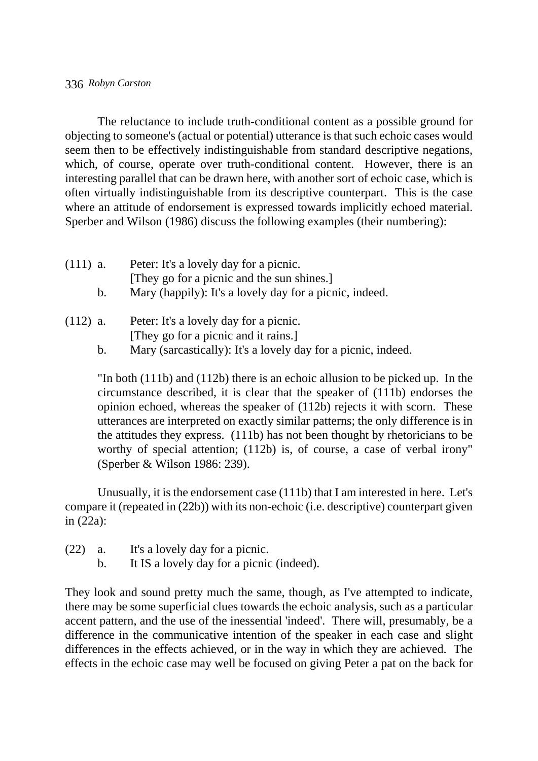The reluctance to include truth-conditional content as a possible ground for objecting to someone's (actual or potential) utterance is that such echoic cases would seem then to be effectively indistinguishable from standard descriptive negations, which, of course, operate over truth-conditional content. However, there is an interesting parallel that can be drawn here, with another sort of echoic case, which is often virtually indistinguishable from its descriptive counterpart. This is the case where an attitude of endorsement is expressed towards implicitly echoed material. Sperber and Wilson (1986) discuss the following examples (their numbering):

(111) a. Peter: It's a lovely day for a picnic.
[They go for a picnic and the sun shines.]
b. Mary (happily): It's a lovely day for a picnic, indeed.

(112) a. Peter: It's a lovely day for a picnic.
[They go for a picnic and it rains.]
b. Mary (sarcastically): It's a lovely day for a picnic, indeed.

> "In both (111b) and (112b) there is an echoic allusion to be picked up. In the circumstance described, it is clear that the speaker of (111b) endorses the opinion echoed, whereas the speaker of (112b) rejects it with scorn. These utterances are interpreted on exactly similar patterns; the only difference is in the attitudes they express. (111b) has not been thought by rhetoricians to be worthy of special attention; (112b) is, of course, a case of verbal irony" (Sperber & Wilson 1986: 239).

Unusually, it is the endorsement case (111b) that I am interested in here. Let's compare it (repeated in (22b)) with its non-echoic (i.e. descriptive) counterpart given in (22a):

(22) a. It's a lovely day for a picnic.
b. It IS a lovely day for a picnic (indeed).

They look and sound pretty much the same, though, as I've attempted to indicate, there may be some superficial clues towards the echoic analysis, such as a particular accent pattern, and the use of the inessential 'indeed'. There will, presumably, be a difference in the communicative intention of the speaker in each case and slight differences in the effects achieved, or in the way in which they are achieved. The effects in the echoic case may well be focused on giving Peter a pat on the back for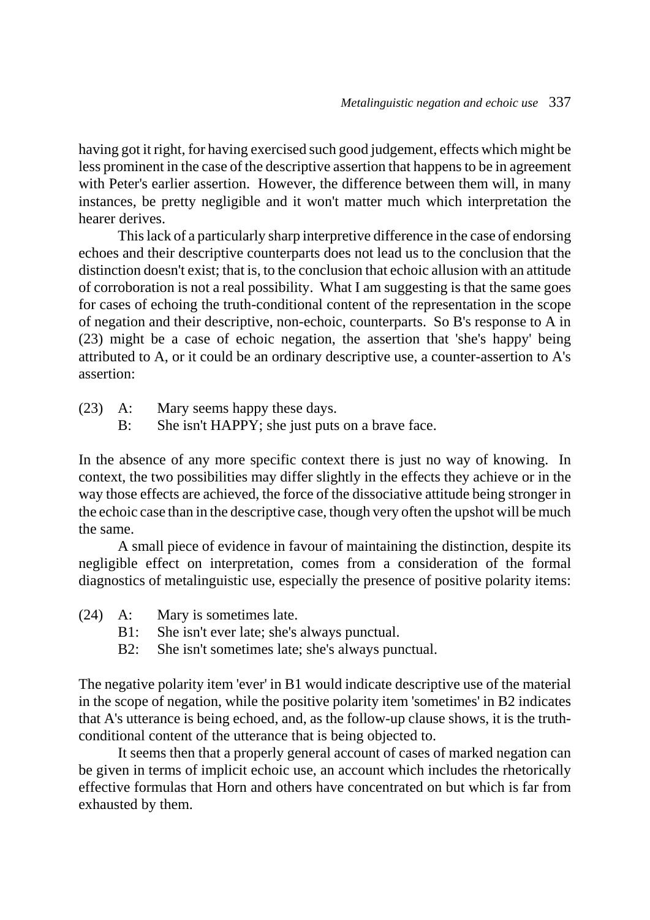having got it right, for having exercised such good judgement, effects which might be less prominent in the case of the descriptive assertion that happens to be in agreement with Peter's earlier assertion. However, the difference between them will, in many instances, be pretty negligible and it won't matter much which interpretation the hearer derives.

This lack of a particularly sharp interpretive difference in the case of endorsing echoes and their descriptive counterparts does not lead us to the conclusion that the distinction doesn't exist; that is, to the conclusion that echoic allusion with an attitude of corroboration is not a real possibility. What I am suggesting is that the same goes for cases of echoing the truth-conditional content of the representation in the scope of negation and their descriptive, non-echoic, counterparts. So B's response to A in (23) might be a case of echoic negation, the assertion that 'she's happy' being attributed to A, or it could be an ordinary descriptive use, a counter-assertion to A's assertion:

(23) A: Mary seems happy these days.
     B: She isn't HAPPY; she just puts on a brave face.

In the absence of any more specific context there is just no way of knowing. In context, the two possibilities may differ slightly in the effects they achieve or in the way those effects are achieved, the force of the dissociative attitude being stronger in the echoic case than in the descriptive case, though very often the upshot will be much the same.

A small piece of evidence in favour of maintaining the distinction, despite its negligible effect on interpretation, comes from a consideration of the formal diagnostics of metalinguistic use, especially the presence of positive polarity items:

(24) A: Mary is sometimes late.
     B1: She isn't ever late; she's always punctual.
     B2: She isn't sometimes late; she's always punctual.

The negative polarity item 'ever' in B1 would indicate descriptive use of the material in the scope of negation, while the positive polarity item 'sometimes' in B2 indicates that A's utterance is being echoed, and, as the follow-up clause shows, it is the truth-conditional content of the utterance that is being objected to.

It seems then that a properly general account of cases of marked negation can be given in terms of implicit echoic use, an account which includes the rhetorically effective formulas that Horn and others have concentrated on but which is far from exhausted by them.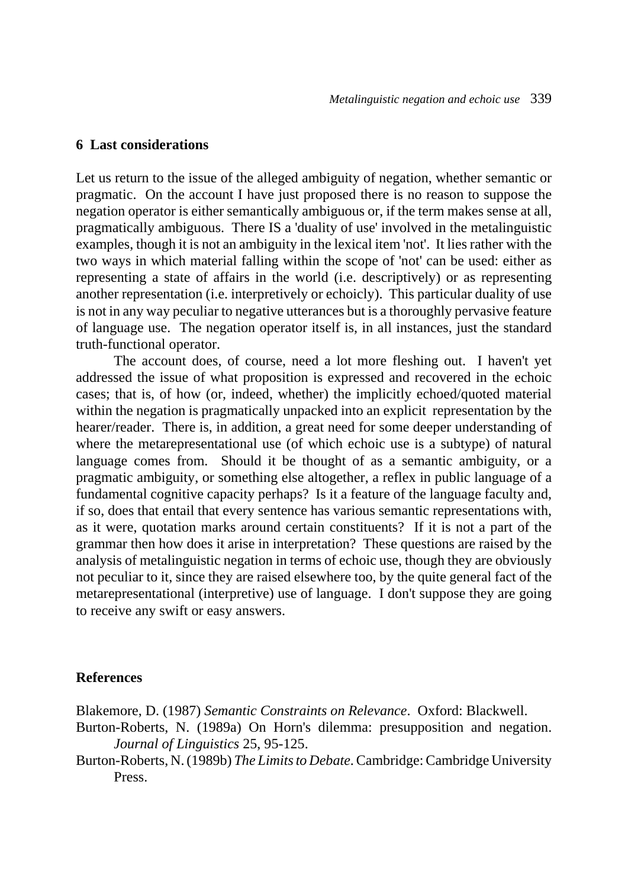## 6 Last considerations

Let us return to the issue of the alleged ambiguity of negation, whether semantic or pragmatic. On the account I have just proposed there is no reason to suppose the negation operator is either semantically ambiguous or, if the term makes sense at all, pragmatically ambiguous. There IS a 'duality of use' involved in the metalinguistic examples, though it is not an ambiguity in the lexical item 'not'. It lies rather with the two ways in which material falling within the scope of 'not' can be used: either as representing a state of affairs in the world (i.e. descriptively) or as representing another representation (i.e. interpretively or echoicly). This particular duality of use is not in any way peculiar to negative utterances but is a thoroughly pervasive feature of language use. The negation operator itself is, in all instances, just the standard truth-functional operator.

The account does, of course, need a lot more fleshing out. I haven't yet addressed the issue of what proposition is expressed and recovered in the echoic cases; that is, of how (or, indeed, whether) the implicitly echoed/quoted material within the negation is pragmatically unpacked into an explicit representation by the hearer/reader. There is, in addition, a great need for some deeper understanding of where the metarepresentational use (of which echoic use is a subtype) of natural language comes from. Should it be thought of as a semantic ambiguity, or a pragmatic ambiguity, or something else altogether, a reflex in public language of a fundamental cognitive capacity perhaps? Is it a feature of the language faculty and, if so, does that entail that every sentence has various semantic representations with, as it were, quotation marks around certain constituents? If it is not a part of the grammar then how does it arise in interpretation? These questions are raised by the analysis of metalinguistic negation in terms of echoic use, though they are obviously not peculiar to it, since they are raised elsewhere too, by the quite general fact of the metarepresentational (interpretive) use of language. I don't suppose they are going to receive any swift or easy answers.

## References

Blakemore, D. (1987) *Semantic Constraints on Relevance*. Oxford: Blackwell.

Burton-Roberts, N. (1989a) On Horn's dilemma: presupposition and negation. *Journal of Linguistics* 25, 95-125.

Burton-Roberts, N. (1989b) *The Limits to Debate*. Cambridge: Cambridge University Press.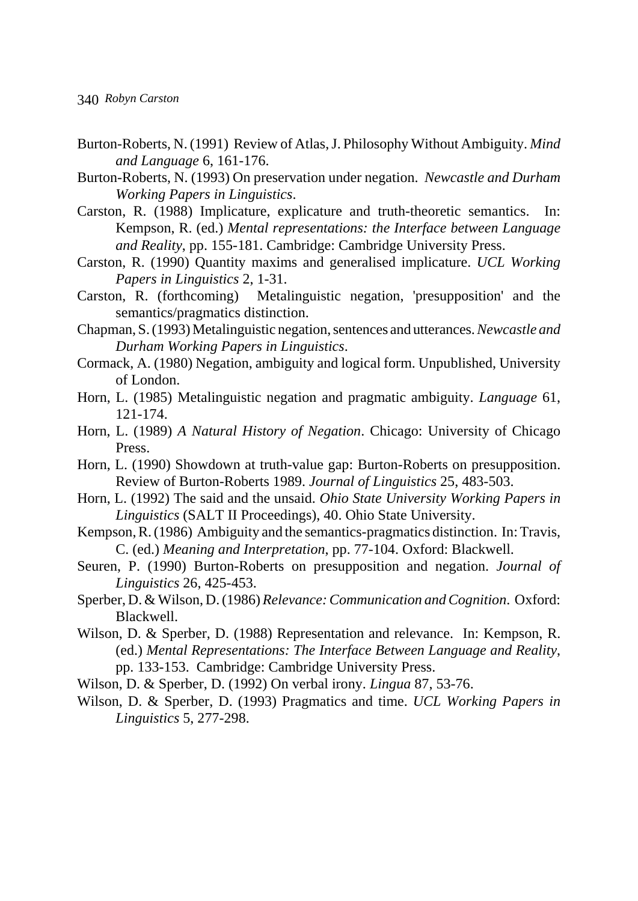Burton-Roberts, N. (1991) Review of Atlas, J. Philosophy Without Ambiguity. *Mind and Language* 6, 161-176.

Burton-Roberts, N. (1993) On preservation under negation. *Newcastle and Durham Working Papers in Linguistics*.

Carston, R. (1988) Implicature, explicature and truth-theoretic semantics. In: Kempson, R. (ed.) *Mental representations: the Interface between Language and Reality*, pp. 155-181. Cambridge: Cambridge University Press.

Carston, R. (1990) Quantity maxims and generalised implicature. *UCL Working Papers in Linguistics* 2, 1-31.

Carston, R. (forthcoming) Metalinguistic negation, 'presupposition' and the semantics/pragmatics distinction.

Chapman, S. (1993) Metalinguistic negation, sentences and utterances. *Newcastle and Durham Working Papers in Linguistics*.

Cormack, A. (1980) Negation, ambiguity and logical form. Unpublished, University of London.

Horn, L. (1985) Metalinguistic negation and pragmatic ambiguity. *Language* 61, 121-174.

Horn, L. (1989) *A Natural History of Negation*. Chicago: University of Chicago Press.

Horn, L. (1990) Showdown at truth-value gap: Burton-Roberts on presupposition. Review of Burton-Roberts 1989. *Journal of Linguistics* 25, 483-503.

Horn, L. (1992) The said and the unsaid. *Ohio State University Working Papers in Linguistics* (SALT II Proceedings), 40. Ohio State University.

Kempson, R. (1986) Ambiguity and the semantics-pragmatics distinction. In: Travis, C. (ed.) *Meaning and Interpretation*, pp. 77-104. Oxford: Blackwell.

Seuren, P. (1990) Burton-Roberts on presupposition and negation. *Journal of Linguistics* 26, 425-453.

Sperber, D. & Wilson, D. (1986) *Relevance: Communication and Cognition*. Oxford: Blackwell.

Wilson, D. & Sperber, D. (1988) Representation and relevance. In: Kempson, R. (ed.) *Mental Representations: The Interface Between Language and Reality*, pp. 133-153. Cambridge: Cambridge University Press.

Wilson, D. & Sperber, D. (1992) On verbal irony. *Lingua* 87, 53-76.

Wilson, D. & Sperber, D. (1993) Pragmatics and time. *UCL Working Papers in Linguistics* 5, 277-298.